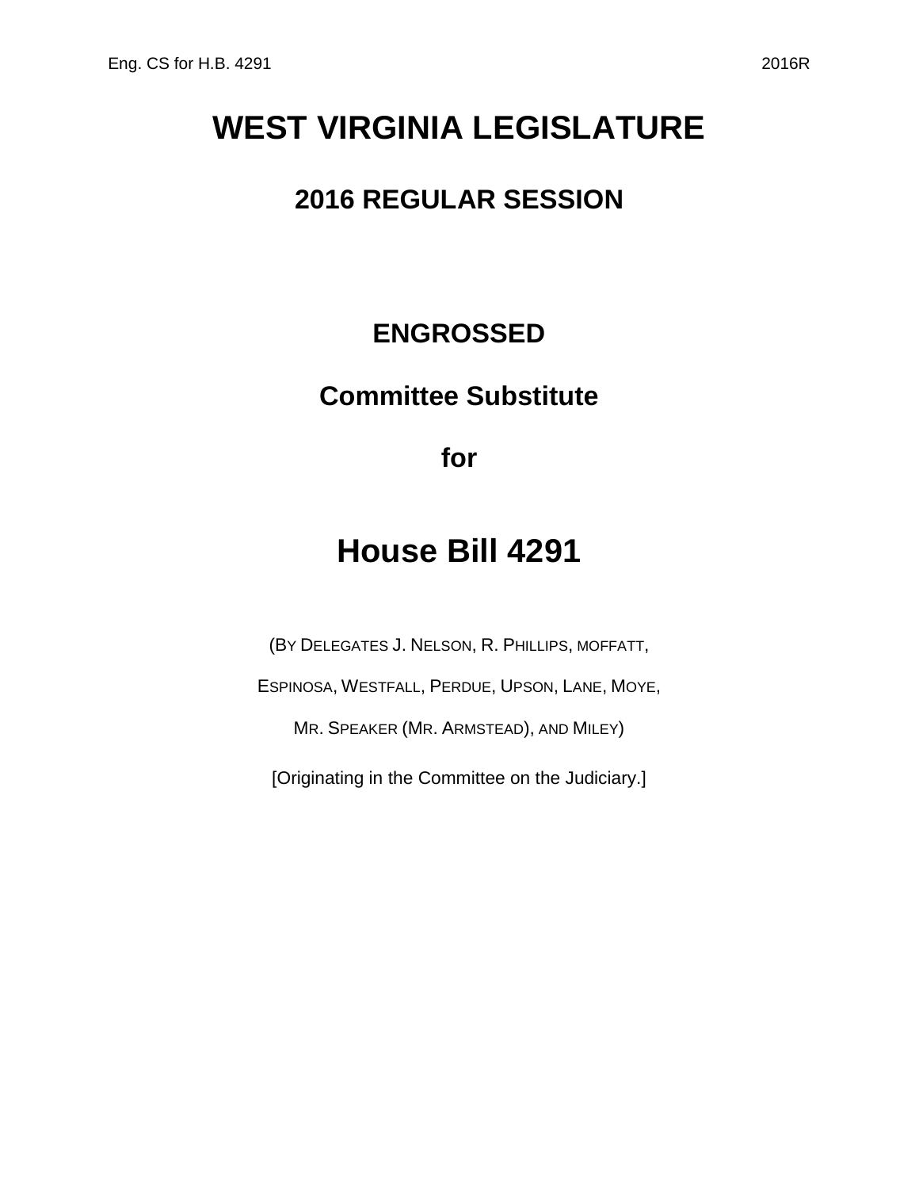# WEST VIRGINIA LEGISLATURE

## 2016 REGULAR SESSION

**ENGROSSED**

**Committee Substitute**

**for**

# House Bill 4291

(BY DELEGATES J. NELSON, R. PHILLIPS, MOFFATT,

ESPINOSA, WESTFALL, PERDUE, UPSON, LANE, MOYE,

MR. SPEAKER (MR. ARMSTEAD), AND MILEY)

[Originating in the Committee on the Judiciary.]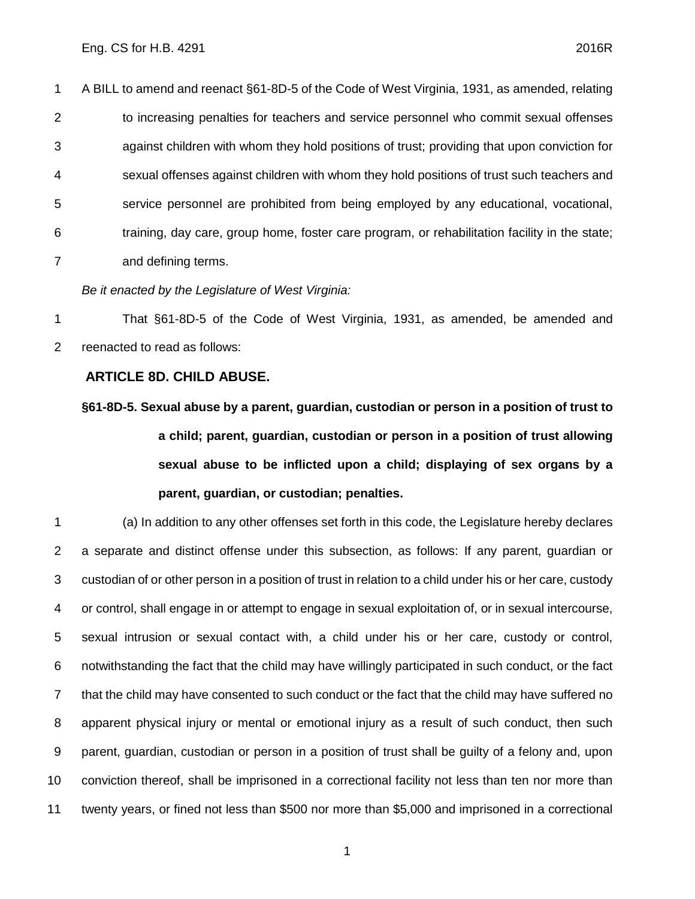A BILL to amend and reenact §61-8D-5 of the Code of West Virginia, 1931, as amended, relating to increasing penalties for teachers and service personnel who commit sexual offenses against children with whom they hold positions of trust; providing that upon conviction for sexual offenses against children with whom they hold positions of trust such teachers and service personnel are prohibited from being employed by any educational, vocational, training, day care, group home, foster care program, or rehabilitation facility in the state; and defining terms.

*Be it enacted by the Legislature of West Virginia:*

That §61-8D-5 of the Code of West Virginia, 1931, as amended, be amended and reenacted to read as follows:

## ARTICLE 8D. CHILD ABUSE.

### §61-8D-5. Sexual abuse by a parent, guardian, custodian or person in a position of trust to a child; parent, guardian, custodian or person in a position of trust allowing sexual abuse to be inflicted upon a child; displaying of sex organs by a parent, guardian, or custodian; penalties.

(a) In addition to any other offenses set forth in this code, the Legislature hereby declares a separate and distinct offense under this subsection, as follows: If any parent, guardian or custodian of or other person in a position of trust in relation to a child under his or her care, custody or control, shall engage in or attempt to engage in sexual exploitation of, or in sexual intercourse, sexual intrusion or sexual contact with, a child under his or her care, custody or control, notwithstanding the fact that the child may have willingly participated in such conduct, or the fact that the child may have consented to such conduct or the fact that the child may have suffered no apparent physical injury or mental or emotional injury as a result of such conduct, then such parent, guardian, custodian or person in a position of trust shall be guilty of a felony and, upon conviction thereof, shall be imprisoned in a correctional facility not less than ten nor more than twenty years, or fined not less than $500 nor more than $5,000 and imprisoned in a correctional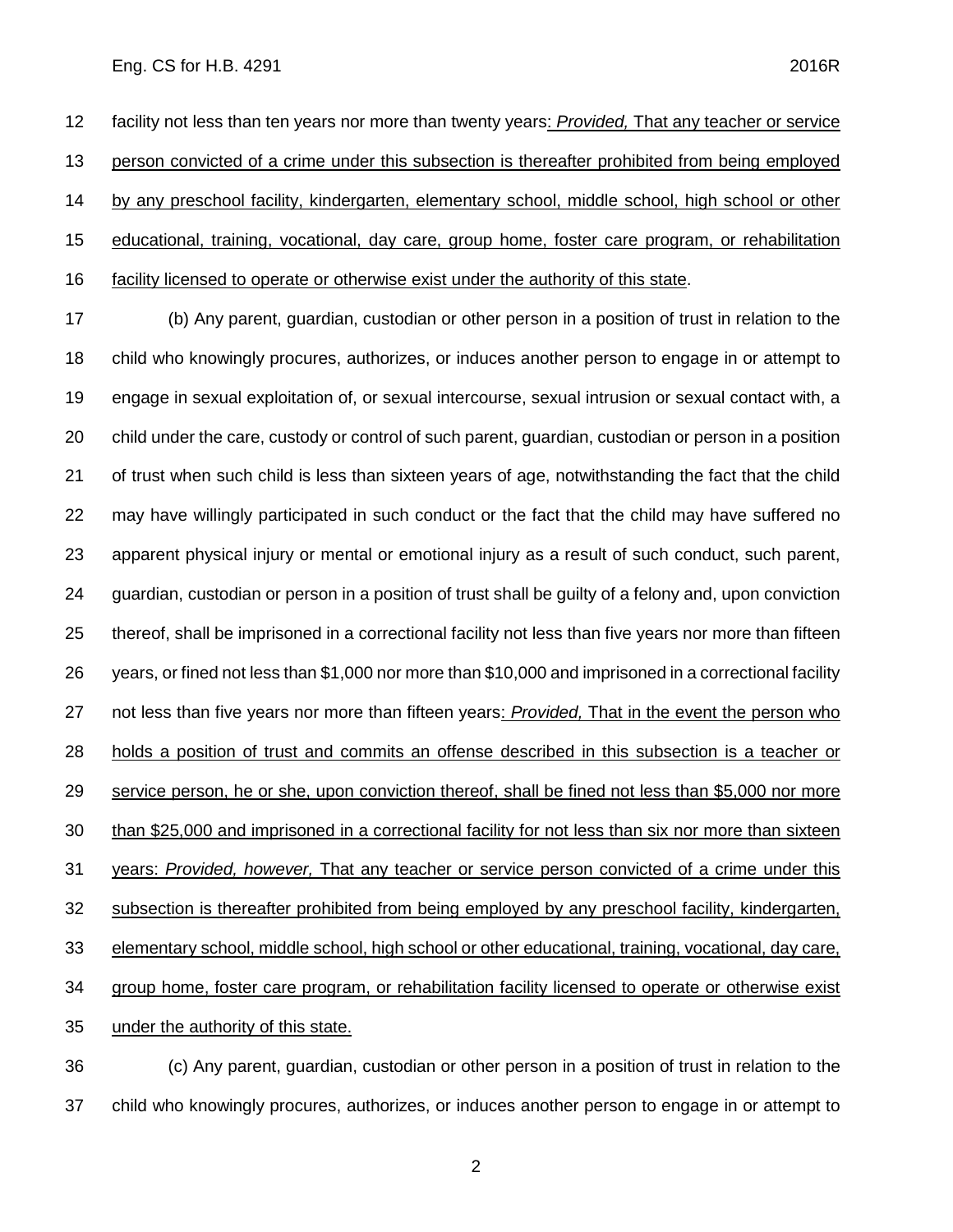facility not less than ten years nor more than twenty years: *Provided,* That any teacher or service person convicted of a crime under this subsection is thereafter prohibited from being employed by any preschool facility, kindergarten, elementary school, middle school, high school or other educational, training, vocational, day care, group home, foster care program, or rehabilitation facility licensed to operate or otherwise exist under the authority of this state.

(b) Any parent, guardian, custodian or other person in a position of trust in relation to the child who knowingly procures, authorizes, or induces another person to engage in or attempt to engage in sexual exploitation of, or sexual intercourse, sexual intrusion or sexual contact with, a child under the care, custody or control of such parent, guardian, custodian or person in a position of trust when such child is less than sixteen years of age, notwithstanding the fact that the child may have willingly participated in such conduct or the fact that the child may have suffered no apparent physical injury or mental or emotional injury as a result of such conduct, such parent, guardian, custodian or person in a position of trust shall be guilty of a felony and, upon conviction thereof, shall be imprisoned in a correctional facility not less than five years nor more than fifteen years, or fined not less than $1,000 nor more than $10,000 and imprisoned in a correctional facility not less than five years nor more than fifteen years: *Provided,* That in the event the person who holds a position of trust and commits an offense described in this subsection is a teacher or service person, he or she, upon conviction thereof, shall be fined not less than $5,000 nor more than $25,000 and imprisoned in a correctional facility for not less than six nor more than sixteen years: *Provided, however,* That any teacher or service person convicted of a crime under this subsection is thereafter prohibited from being employed by any preschool facility, kindergarten, elementary school, middle school, high school or other educational, training, vocational, day care, group home, foster care program, or rehabilitation facility licensed to operate or otherwise exist under the authority of this state.

(c) Any parent, guardian, custodian or other person in a position of trust in relation to the child who knowingly procures, authorizes, or induces another person to engage in or attempt to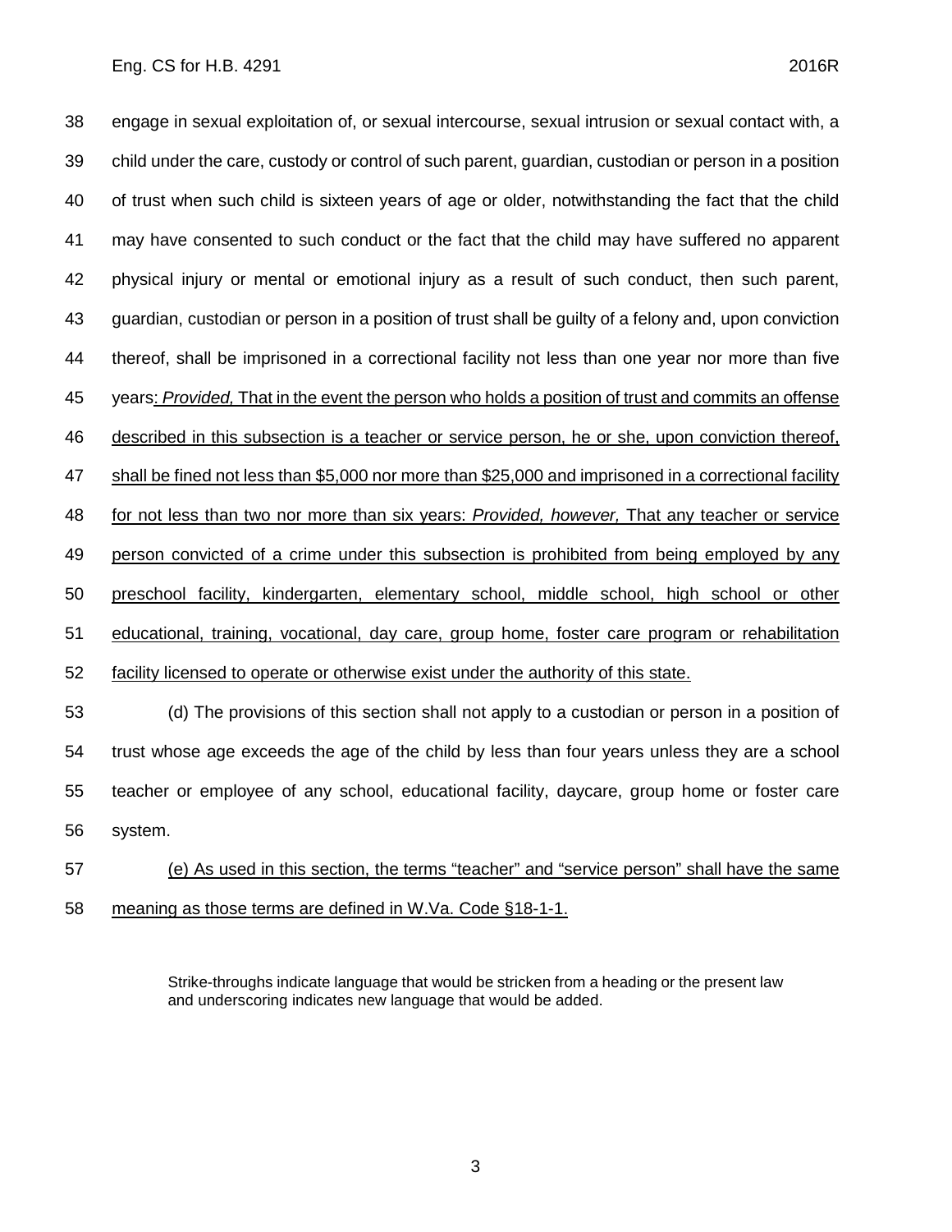engage in sexual exploitation of, or sexual intercourse, sexual intrusion or sexual contact with, a child under the care, custody or control of such parent, guardian, custodian or person in a position of trust when such child is sixteen years of age or older, notwithstanding the fact that the child may have consented to such conduct or the fact that the child may have suffered no apparent physical injury or mental or emotional injury as a result of such conduct, then such parent, guardian, custodian or person in a position of trust shall be guilty of a felony and, upon conviction thereof, shall be imprisoned in a correctional facility not less than one year nor more than five years<u>: *Provided,* That in the event the person who holds a position of trust and commits an offense described in this subsection is a teacher or service person, he or she, upon conviction thereof, shall be fined not less than $5,000 nor more than $25,000 and imprisoned in a correctional facility for not less than two nor more than six years: *Provided, however,* That any teacher or service person convicted of a crime under this subsection is prohibited from being employed by any preschool facility, kindergarten, elementary school, middle school, high school or other educational, training, vocational, day care, group home, foster care program or rehabilitation facility licensed to operate or otherwise exist under the authority of this state.</u>

(d) The provisions of this section shall not apply to a custodian or person in a position of trust whose age exceeds the age of the child by less than four years unless they are a school teacher or employee of any school, educational facility, daycare, group home or foster care system.

<u>(e) As used in this section, the terms "teacher" and "service person" shall have the same meaning as those terms are defined in W.Va. Code §18-1-1.</u>

Strike-throughs indicate language that would be stricken from a heading or the present law and underscoring indicates new language that would be added.